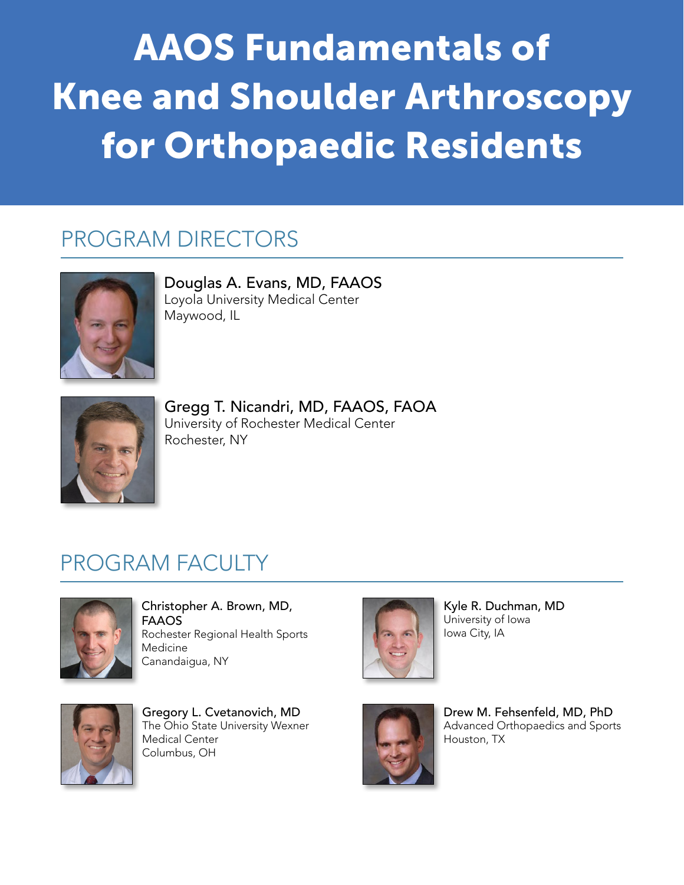# AAOS Fundamentals of Knee and Shoulder Arthroscopy for Orthopaedic Residents

## PROGRAM DIRECTORS

**Douglas A. Evans, MD, FAAOS**
Loyola University Medical Center
Maywood, IL

**Gregg T. Nicandri, MD, FAAOS, FAOA**
University of Rochester Medical Center
Rochester, NY

## PROGRAM FACULTY

**Christopher A. Brown, MD, FAAOS**
Rochester Regional Health Sports Medicine
Canandaigua, NY

**Gregory L. Cvetanovich, MD**
The Ohio State University Wexner Medical Center
Columbus, OH

**Kyle R. Duchman, MD**
University of Iowa
Iowa City, IA

**Drew M. Fehsenfeld, MD, PhD**
Advanced Orthopaedics and Sports
Houston, TX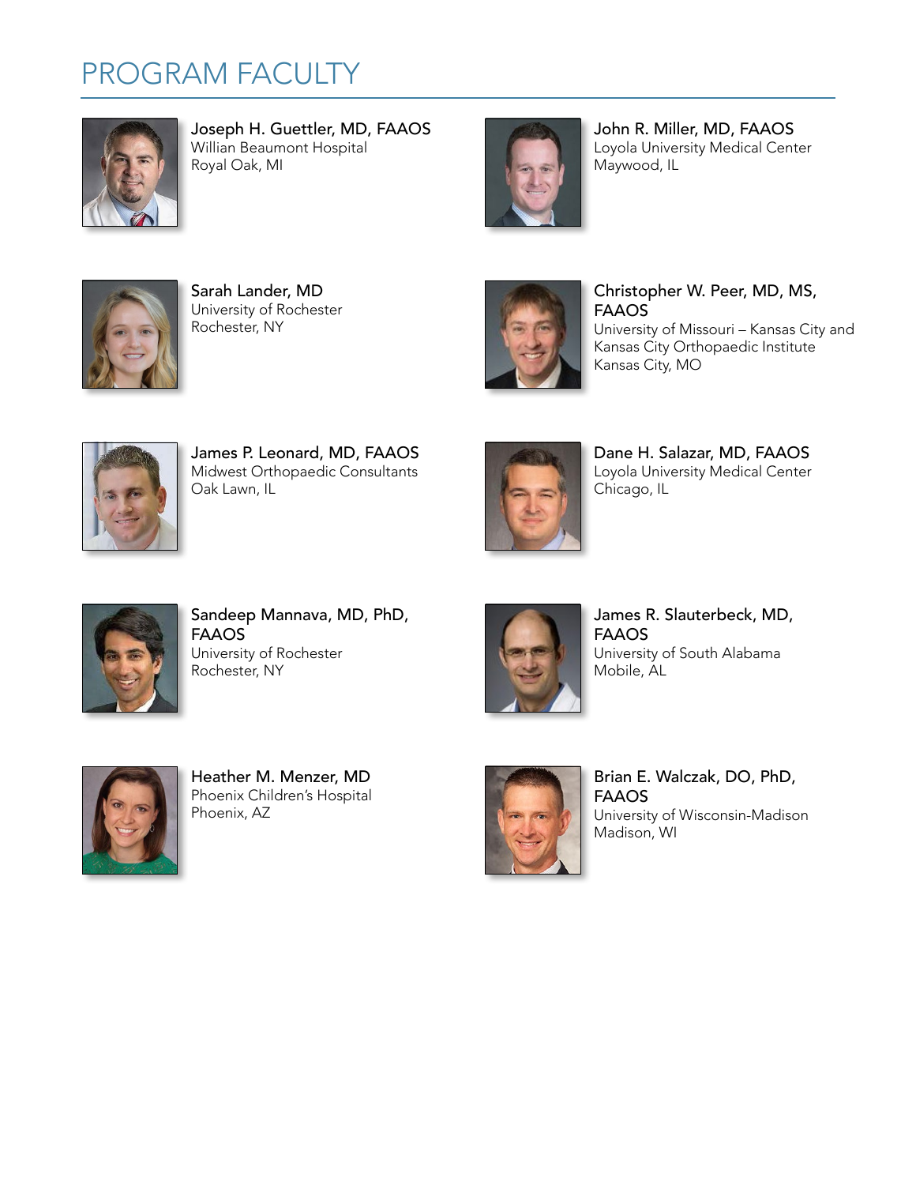# PROGRAM FACULTY

**Joseph H. Guettler, MD, FAAOS**
Willian Beaumont Hospital
Royal Oak, MI

**Sarah Lander, MD**
University of Rochester
Rochester, NY

**James P. Leonard, MD, FAAOS**
Midwest Orthopaedic Consultants
Oak Lawn, IL

**Sandeep Mannava, MD, PhD, FAAOS**
University of Rochester
Rochester, NY

**Heather M. Menzer, MD**
Phoenix Children's Hospital
Phoenix, AZ

**John R. Miller, MD, FAAOS**
Loyola University Medical Center
Maywood, IL

**Christopher W. Peer, MD, MS, FAAOS**
University of Missouri – Kansas City and Kansas City Orthopaedic Institute
Kansas City, MO

**Dane H. Salazar, MD, FAAOS**
Loyola University Medical Center
Chicago, IL

**James R. Slauterbeck, MD, FAAOS**
University of South Alabama
Mobile, AL

**Brian E. Walczak, DO, PhD, FAAOS**
University of Wisconsin-Madison
Madison, WI